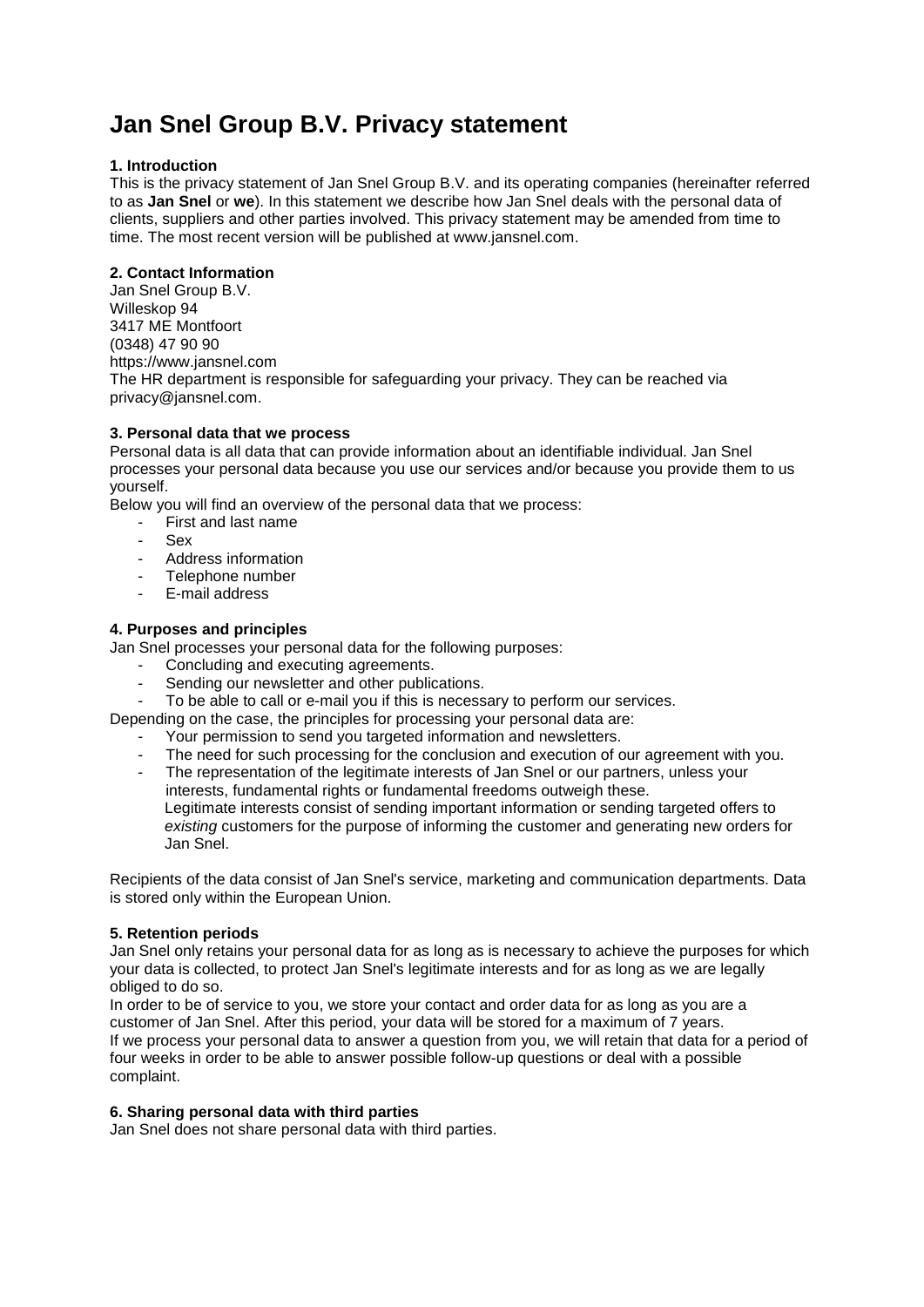# Jan Snel Group B.V. Privacy statement

**1. Introduction**

This is the privacy statement of Jan Snel Group B.V. and its operating companies (hereinafter referred to as **Jan Snel** or **we**). In this statement we describe how Jan Snel deals with the personal data of clients, suppliers and other parties involved. This privacy statement may be amended from time to time. The most recent version will be published at www.jansnel.com.

**2. Contact Information**

Jan Snel Group B.V.
Willeskop 94
3417 ME Montfoort
(0348) 47 90 90
https://www.jansnel.com
The HR department is responsible for safeguarding your privacy. They can be reached via privacy@jansnel.com.

**3. Personal data that we process**

Personal data is all data that can provide information about an identifiable individual. Jan Snel processes your personal data because you use our services and/or because you provide them to us yourself.

Below you will find an overview of the personal data that we process:

- First and last name
- Sex
- Address information
- Telephone number
- E-mail address

**4. Purposes and principles**

Jan Snel processes your personal data for the following purposes:

- Concluding and executing agreements.
- Sending our newsletter and other publications.
- To be able to call or e-mail you if this is necessary to perform our services.

Depending on the case, the principles for processing your personal data are:

- Your permission to send you targeted information and newsletters.
- The need for such processing for the conclusion and execution of our agreement with you.
- The representation of the legitimate interests of Jan Snel or our partners, unless your interests, fundamental rights or fundamental freedoms outweigh these.
  Legitimate interests consist of sending important information or sending targeted offers to *existing* customers for the purpose of informing the customer and generating new orders for Jan Snel.

Recipients of the data consist of Jan Snel's service, marketing and communication departments. Data is stored only within the European Union.

**5. Retention periods**

Jan Snel only retains your personal data for as long as is necessary to achieve the purposes for which your data is collected, to protect Jan Snel's legitimate interests and for as long as we are legally obliged to do so.

In order to be of service to you, we store your contact and order data for as long as you are a customer of Jan Snel. After this period, your data will be stored for a maximum of 7 years.

If we process your personal data to answer a question from you, we will retain that data for a period of four weeks in order to be able to answer possible follow-up questions or deal with a possible complaint.

**6. Sharing personal data with third parties**

Jan Snel does not share personal data with third parties.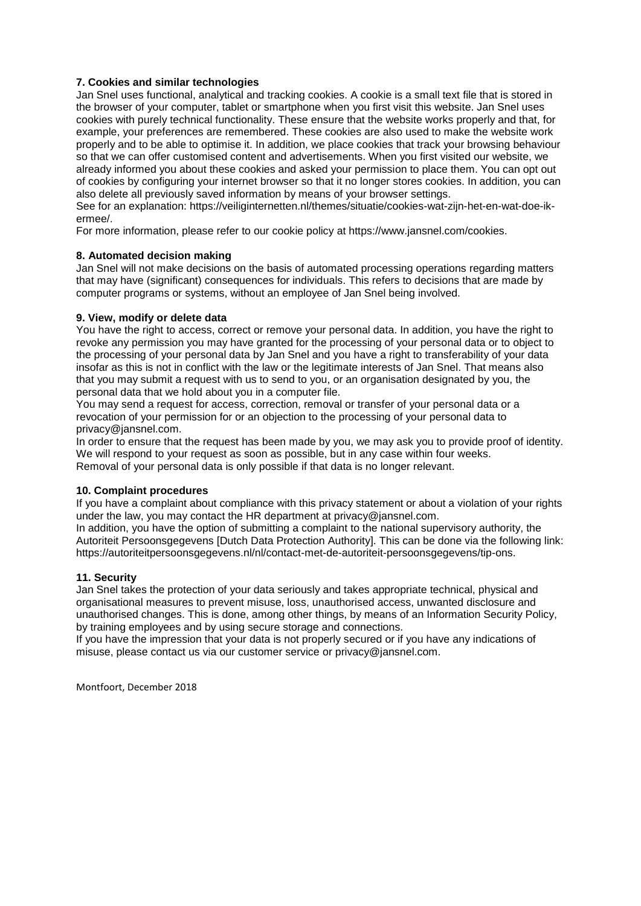**7. Cookies and similar technologies**

Jan Snel uses functional, analytical and tracking cookies. A cookie is a small text file that is stored in the browser of your computer, tablet or smartphone when you first visit this website. Jan Snel uses cookies with purely technical functionality. These ensure that the website works properly and that, for example, your preferences are remembered. These cookies are also used to make the website work properly and to be able to optimise it. In addition, we place cookies that track your browsing behaviour so that we can offer customised content and advertisements. When you first visited our website, we already informed you about these cookies and asked your permission to place them. You can opt out of cookies by configuring your internet browser so that it no longer stores cookies. In addition, you can also delete all previously saved information by means of your browser settings.

See for an explanation: https://veiliginternetten.nl/themes/situatie/cookies-wat-zijn-het-en-wat-doe-ik-ermee/.

For more information, please refer to our cookie policy at https://www.jansnel.com/cookies.

**8. Automated decision making**

Jan Snel will not make decisions on the basis of automated processing operations regarding matters that may have (significant) consequences for individuals. This refers to decisions that are made by computer programs or systems, without an employee of Jan Snel being involved.

**9. View, modify or delete data**

You have the right to access, correct or remove your personal data. In addition, you have the right to revoke any permission you may have granted for the processing of your personal data or to object to the processing of your personal data by Jan Snel and you have a right to transferability of your data insofar as this is not in conflict with the law or the legitimate interests of Jan Snel. That means also that you may submit a request with us to send to you, or an organisation designated by you, the personal data that we hold about you in a computer file.

You may send a request for access, correction, removal or transfer of your personal data or a revocation of your permission for or an objection to the processing of your personal data to privacy@jansnel.com.

In order to ensure that the request has been made by you, we may ask you to provide proof of identity. We will respond to your request as soon as possible, but in any case within four weeks.

Removal of your personal data is only possible if that data is no longer relevant.

**10. Complaint procedures**

If you have a complaint about compliance with this privacy statement or about a violation of your rights under the law, you may contact the HR department at privacy@jansnel.com.

In addition, you have the option of submitting a complaint to the national supervisory authority, the Autoriteit Persoonsgegevens [Dutch Data Protection Authority]. This can be done via the following link: https://autoriteitpersoonsgegevens.nl/nl/contact-met-de-autoriteit-persoonsgegevens/tip-ons.

**11. Security**

Jan Snel takes the protection of your data seriously and takes appropriate technical, physical and organisational measures to prevent misuse, loss, unauthorised access, unwanted disclosure and unauthorised changes. This is done, among other things, by means of an Information Security Policy, by training employees and by using secure storage and connections.

If you have the impression that your data is not properly secured or if you have any indications of misuse, please contact us via our customer service or privacy@jansnel.com.

Montfoort, December 2018